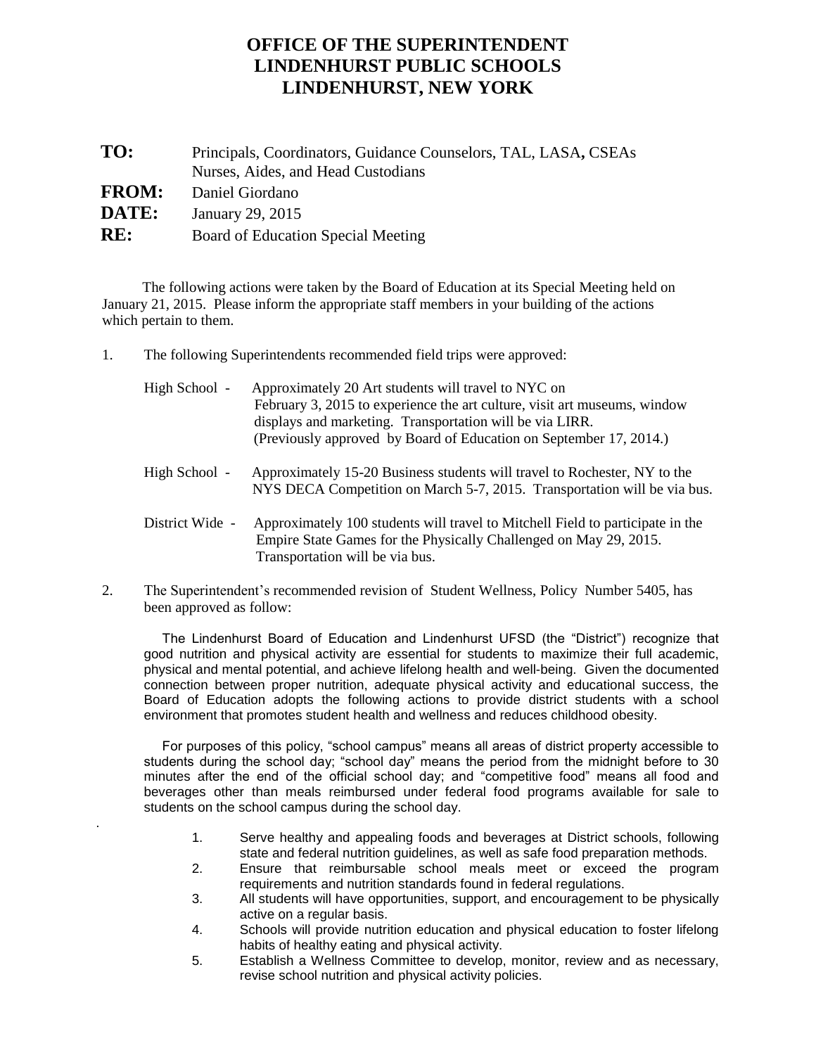# OFFICE OF THE SUPERINTENDENT
# LINDENHURST PUBLIC SCHOOLS
# LINDENHURST, NEW YORK

**TO:** Principals, Coordinators, Guidance Counselors, TAL, LASA**,** CSEAs Nurses, Aides, and Head Custodians

**FROM:** Daniel Giordano

**DATE:** January 29, 2015

**RE:** Board of Education Special Meeting

The following actions were taken by the Board of Education at its Special Meeting held on January 21, 2015. Please inform the appropriate staff members in your building of the actions which pertain to them.

1. The following Superintendents recommended field trips were approved:

   High School - Approximately 20 Art students will travel to NYC on February 3, 2015 to experience the art culture, visit art museums, window displays and marketing. Transportation will be via LIRR. (Previously approved by Board of Education on September 17, 2014.)

   High School - Approximately 15-20 Business students will travel to Rochester, NY to the NYS DECA Competition on March 5-7, 2015. Transportation will be via bus.

   District Wide - Approximately 100 students will travel to Mitchell Field to participate in the Empire State Games for the Physically Challenged on May 29, 2015. Transportation will be via bus.

2. The Superintendent's recommended revision of Student Wellness, Policy Number 5405, has been approved as follow:

   The Lindenhurst Board of Education and Lindenhurst UFSD (the "District") recognize that good nutrition and physical activity are essential for students to maximize their full academic, physical and mental potential, and achieve lifelong health and well-being. Given the documented connection between proper nutrition, adequate physical activity and educational success, the Board of Education adopts the following actions to provide district students with a school environment that promotes student health and wellness and reduces childhood obesity.

   For purposes of this policy, "school campus" means all areas of district property accessible to students during the school day; "school day" means the period from the midnight before to 30 minutes after the end of the official school day; and "competitive food" means all food and beverages other than meals reimbursed under federal food programs available for sale to students on the school campus during the school day.

   1. Serve healthy and appealing foods and beverages at District schools, following state and federal nutrition guidelines, as well as safe food preparation methods.
   2. Ensure that reimbursable school meals meet or exceed the program requirements and nutrition standards found in federal regulations.
   3. All students will have opportunities, support, and encouragement to be physically active on a regular basis.
   4. Schools will provide nutrition education and physical education to foster lifelong habits of healthy eating and physical activity.
   5. Establish a Wellness Committee to develop, monitor, review and as necessary, revise school nutrition and physical activity policies.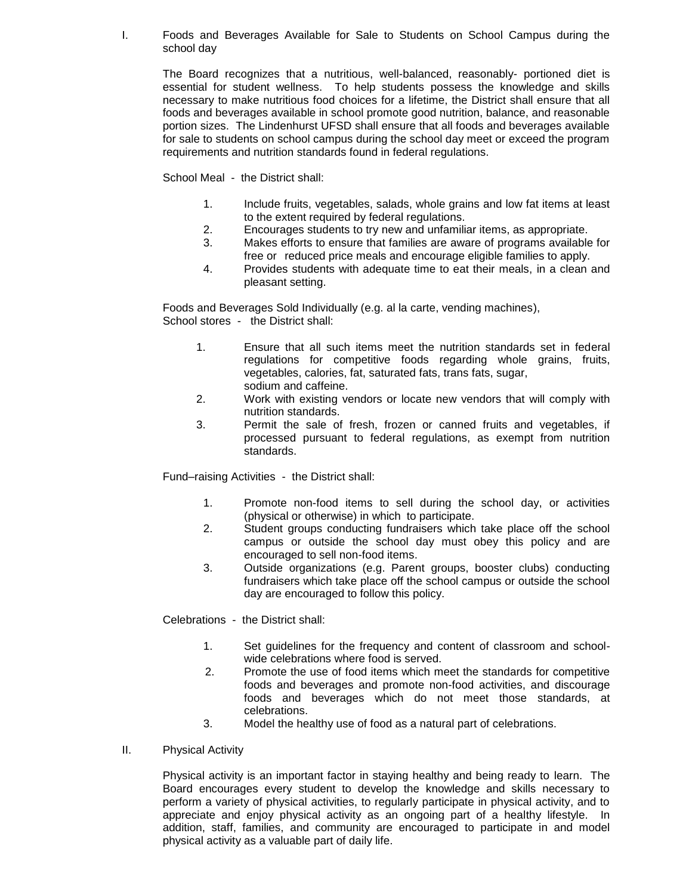I. Foods and Beverages Available for Sale to Students on School Campus during the school day

The Board recognizes that a nutritious, well-balanced, reasonably- portioned diet is essential for student wellness. To help students possess the knowledge and skills necessary to make nutritious food choices for a lifetime, the District shall ensure that all foods and beverages available in school promote good nutrition, balance, and reasonable portion sizes. The Lindenhurst UFSD shall ensure that all foods and beverages available for sale to students on school campus during the school day meet or exceed the program requirements and nutrition standards found in federal regulations.

School Meal - the District shall:

1. Include fruits, vegetables, salads, whole grains and low fat items at least to the extent required by federal regulations.
2. Encourages students to try new and unfamiliar items, as appropriate.
3. Makes efforts to ensure that families are aware of programs available for free or reduced price meals and encourage eligible families to apply.
4. Provides students with adequate time to eat their meals, in a clean and pleasant setting.

Foods and Beverages Sold Individually (e.g. al la carte, vending machines), School stores - the District shall:

1. Ensure that all such items meet the nutrition standards set in federal regulations for competitive foods regarding whole grains, fruits, vegetables, calories, fat, saturated fats, trans fats, sugar, sodium and caffeine.
2. Work with existing vendors or locate new vendors that will comply with nutrition standards.
3. Permit the sale of fresh, frozen or canned fruits and vegetables, if processed pursuant to federal regulations, as exempt from nutrition standards.

Fund–raising Activities - the District shall:

1. Promote non-food items to sell during the school day, or activities (physical or otherwise) in which to participate.
2. Student groups conducting fundraisers which take place off the school campus or outside the school day must obey this policy and are encouraged to sell non-food items.
3. Outside organizations (e.g. Parent groups, booster clubs) conducting fundraisers which take place off the school campus or outside the school day are encouraged to follow this policy.

Celebrations - the District shall:

1. Set guidelines for the frequency and content of classroom and school-wide celebrations where food is served.
2. Promote the use of food items which meet the standards for competitive foods and beverages and promote non-food activities, and discourage foods and beverages which do not meet those standards, at celebrations.
3. Model the healthy use of food as a natural part of celebrations.

II. Physical Activity

Physical activity is an important factor in staying healthy and being ready to learn. The Board encourages every student to develop the knowledge and skills necessary to perform a variety of physical activities, to regularly participate in physical activity, and to appreciate and enjoy physical activity as an ongoing part of a healthy lifestyle. In addition, staff, families, and community are encouraged to participate in and model physical activity as a valuable part of daily life.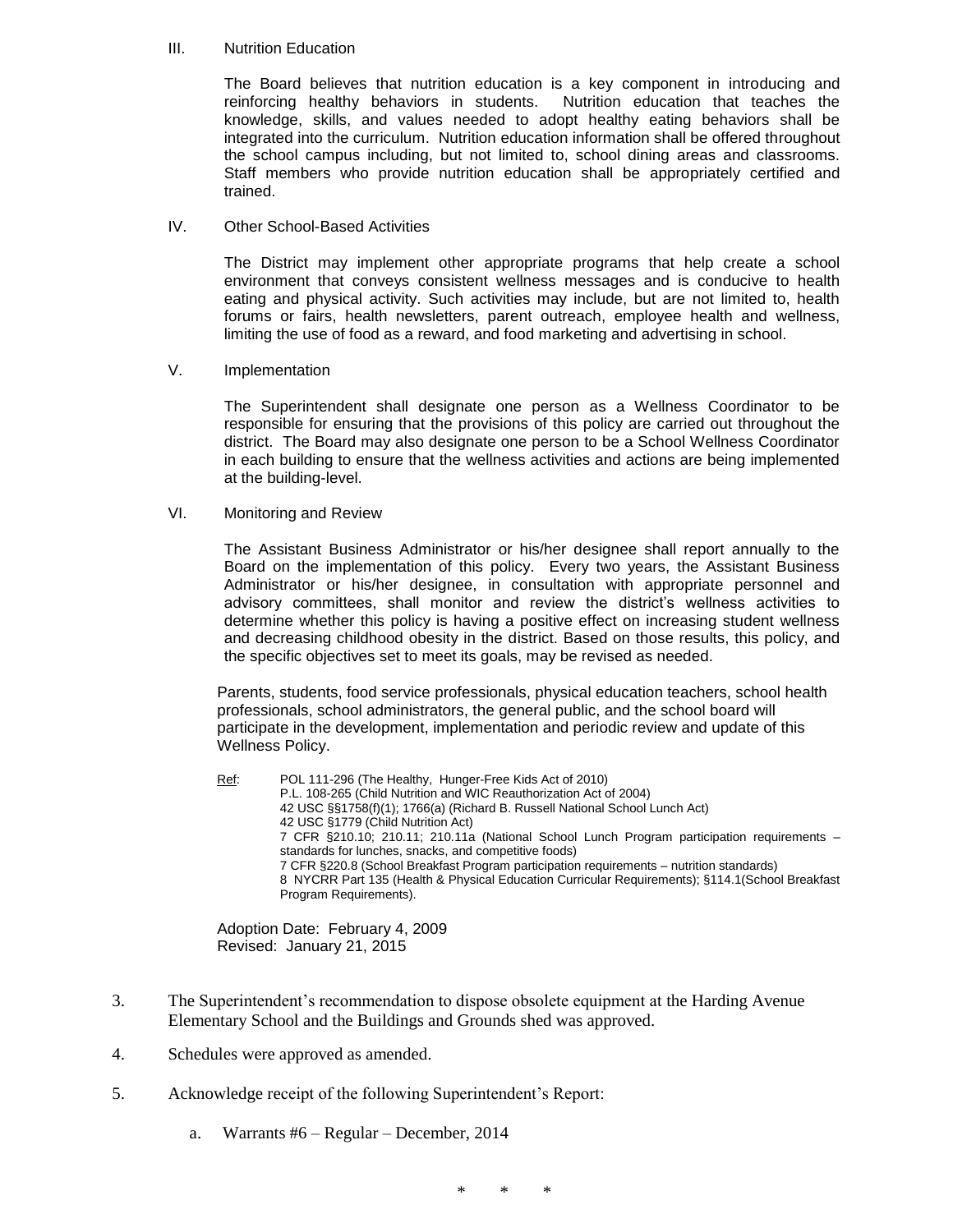III. Nutrition Education

The Board believes that nutrition education is a key component in introducing and reinforcing healthy behaviors in students. Nutrition education that teaches the knowledge, skills, and values needed to adopt healthy eating behaviors shall be integrated into the curriculum. Nutrition education information shall be offered throughout the school campus including, but not limited to, school dining areas and classrooms. Staff members who provide nutrition education shall be appropriately certified and trained.

IV. Other School-Based Activities

The District may implement other appropriate programs that help create a school environment that conveys consistent wellness messages and is conducive to health eating and physical activity. Such activities may include, but are not limited to, health forums or fairs, health newsletters, parent outreach, employee health and wellness, limiting the use of food as a reward, and food marketing and advertising in school.

V. Implementation

The Superintendent shall designate one person as a Wellness Coordinator to be responsible for ensuring that the provisions of this policy are carried out throughout the district. The Board may also designate one person to be a School Wellness Coordinator in each building to ensure that the wellness activities and actions are being implemented at the building-level.

VI. Monitoring and Review

The Assistant Business Administrator or his/her designee shall report annually to the Board on the implementation of this policy. Every two years, the Assistant Business Administrator or his/her designee, in consultation with appropriate personnel and advisory committees, shall monitor and review the district's wellness activities to determine whether this policy is having a positive effect on increasing student wellness and decreasing childhood obesity in the district. Based on those results, this policy, and the specific objectives set to meet its goals, may be revised as needed.

Parents, students, food service professionals, physical education teachers, school health professionals, school administrators, the general public, and the school board will participate in the development, implementation and periodic review and update of this Wellness Policy.

Ref: POL 111-296 (The Healthy, Hunger-Free Kids Act of 2010)
P.L. 108-265 (Child Nutrition and WIC Reauthorization Act of 2004)
42 USC §§1758(f)(1); 1766(a) (Richard B. Russell National School Lunch Act)
42 USC §1779 (Child Nutrition Act)
7 CFR §210.10; 210.11; 210.11a (National School Lunch Program participation requirements – standards for lunches, snacks, and competitive foods)
7 CFR §220.8 (School Breakfast Program participation requirements – nutrition standards)
8 NYCRR Part 135 (Health & Physical Education Curricular Requirements); §114.1(School Breakfast Program Requirements).

Adoption Date: February 4, 2009
Revised: January 21, 2015

3. The Superintendent's recommendation to dispose obsolete equipment at the Harding Avenue Elementary School and the Buildings and Grounds shed was approved.

4. Schedules were approved as amended.

5. Acknowledge receipt of the following Superintendent's Report:

   a. Warrants #6 – Regular – December, 2014

\* \* \*